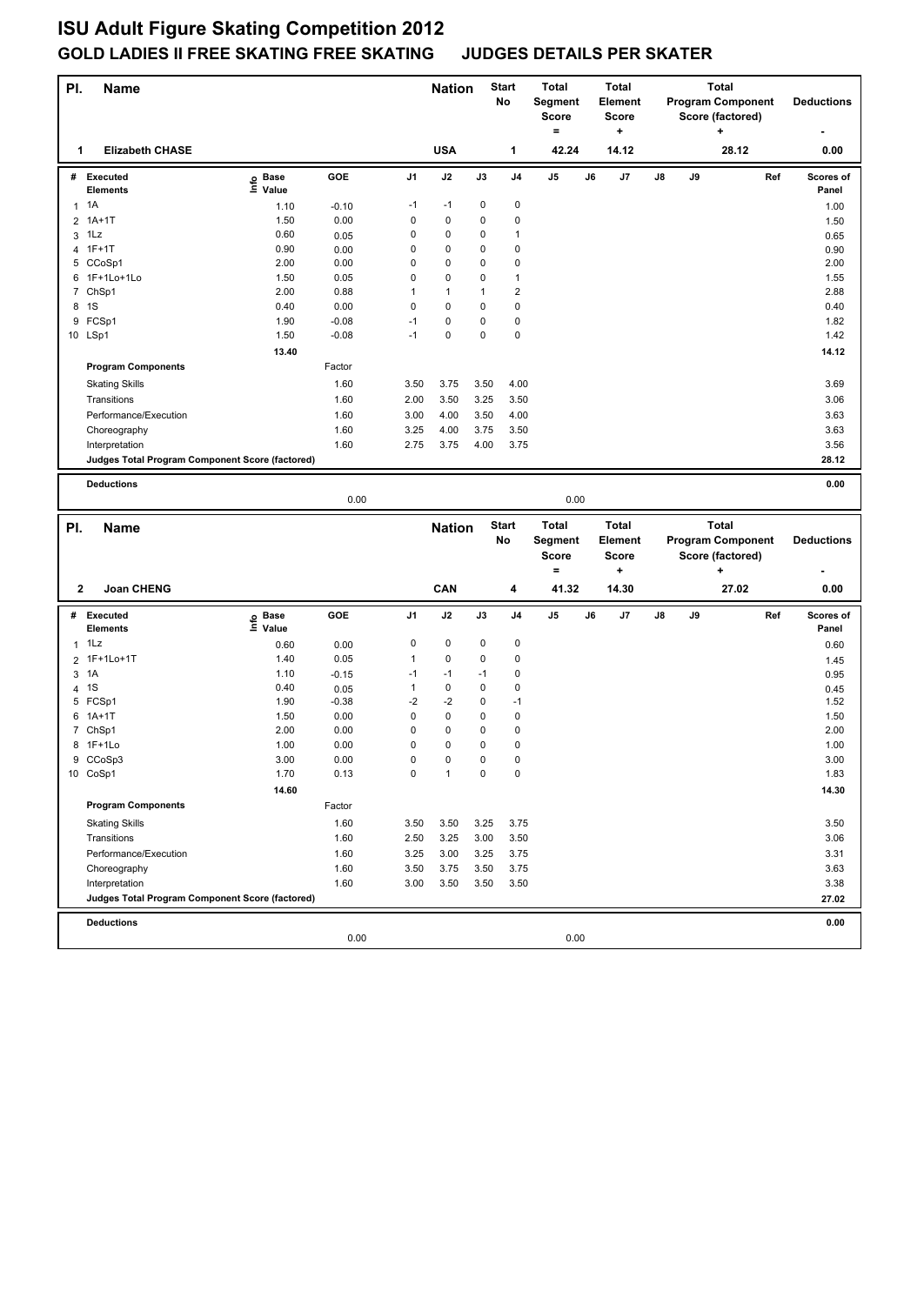# ISU Adult Figure Skating Competition 2012

## GOLD LADIES II FREE SKATING FREE SKATING JUDGES DETAILS PER SKATER

| Pl. | Name | Nation | Start No | Total Segment Score = | Total Element Score + | Total Program Component Score (factored) + | Deductions - |
|---|---|---|---|---|---|---|---|
| 1 | Elizabeth CHASE | USA | 1 | 42.24 | 14.12 | 28.12 | 0.00 |

| # | Executed Elements | Info | Base Value | GOE | J1 | J2 | J3 | J4 | J5 | J6 | J7 | J8 | J9 | Ref | Scores of Panel |
|---|---|---|---|---|---|---|---|---|---|---|---|---|---|---|---|
| 1 | 1A | | 1.10 | -0.10 | -1 | -1 | 0 | 0 | | | | | | | 1.00 |
| 2 | 1A+1T | | 1.50 | 0.00 | 0 | 0 | 0 | 0 | | | | | | | 1.50 |
| 3 | 1Lz | | 0.60 | 0.05 | 0 | 0 | 0 | 1 | | | | | | | 0.65 |
| 4 | 1F+1T | | 0.90 | 0.00 | 0 | 0 | 0 | 0 | | | | | | | 0.90 |
| 5 | CCoSp1 | | 2.00 | 0.00 | 0 | 0 | 0 | 0 | | | | | | | 2.00 |
| 6 | 1F+1Lo+1Lo | | 1.50 | 0.05 | 0 | 0 | 0 | 1 | | | | | | | 1.55 |
| 7 | ChSp1 | | 2.00 | 0.88 | 1 | 1 | 1 | 2 | | | | | | | 2.88 |
| 8 | 1S | | 0.40 | 0.00 | 0 | 0 | 0 | 0 | | | | | | | 0.40 |
| 9 | FCSp1 | | 1.90 | -0.08 | -1 | 0 | 0 | 0 | | | | | | | 1.82 |
| 10 | LSp1 | | 1.50 | -0.08 | -1 | 0 | 0 | 0 | | | | | | | 1.42 |
| | | | 13.40 | | | | | | | | | | | | 14.12 |

| Program Components | Factor | J1 | J2 | J3 | J4 | J5 | J6 | J7 | J8 | J9 | Scores of Panel |
|---|---|---|---|---|---|---|---|---|---|---|---|
| Skating Skills | 1.60 | 3.50 | 3.75 | 3.50 | 4.00 | | | | | | 3.69 |
| Transitions | 1.60 | 2.00 | 3.50 | 3.25 | 3.50 | | | | | | 3.06 |
| Performance/Execution | 1.60 | 3.00 | 4.00 | 3.50 | 4.00 | | | | | | 3.63 |
| Choreography | 1.60 | 3.25 | 4.00 | 3.75 | 3.50 | | | | | | 3.63 |
| Interpretation | 1.60 | 2.75 | 3.75 | 4.00 | 3.75 | | | | | | 3.56 |
| Judges Total Program Component Score (factored) | | | | | | | | | | | 28.12 |

| Deductions | | | 0.00 |
|---|---|---|---|
| | 0.00 | 0.00 | |

| Pl. | Name | Nation | Start No | Total Segment Score = | Total Element Score + | Total Program Component Score (factored) + | Deductions - |
|---|---|---|---|---|---|---|---|
| 2 | Joan CHENG | CAN | 4 | 41.32 | 14.30 | 27.02 | 0.00 |

| # | Executed Elements | Info | Base Value | GOE | J1 | J2 | J3 | J4 | J5 | J6 | J7 | J8 | J9 | Ref | Scores of Panel |
|---|---|---|---|---|---|---|---|---|---|---|---|---|---|---|---|
| 1 | 1Lz | | 0.60 | 0.00 | 0 | 0 | 0 | 0 | | | | | | | 0.60 |
| 2 | 1F+1Lo+1T | | 1.40 | 0.05 | 1 | 0 | 0 | 0 | | | | | | | 1.45 |
| 3 | 1A | | 1.10 | -0.15 | -1 | -1 | -1 | 0 | | | | | | | 0.95 |
| 4 | 1S | | 0.40 | 0.05 | 1 | 0 | 0 | 0 | | | | | | | 0.45 |
| 5 | FCSp1 | | 1.90 | -0.38 | -2 | -2 | 0 | -1 | | | | | | | 1.52 |
| 6 | 1A+1T | | 1.50 | 0.00 | 0 | 0 | 0 | 0 | | | | | | | 1.50 |
| 7 | ChSp1 | | 2.00 | 0.00 | 0 | 0 | 0 | 0 | | | | | | | 2.00 |
| 8 | 1F+1Lo | | 1.00 | 0.00 | 0 | 0 | 0 | 0 | | | | | | | 1.00 |
| 9 | CCoSp3 | | 3.00 | 0.00 | 0 | 0 | 0 | 0 | | | | | | | 3.00 |
| 10 | CoSp1 | | 1.70 | 0.13 | 0 | 1 | 0 | 0 | | | | | | | 1.83 |
| | | | 14.60 | | | | | | | | | | | | 14.30 |

| Program Components | Factor | J1 | J2 | J3 | J4 | J5 | J6 | J7 | J8 | J9 | Scores of Panel |
|---|---|---|---|---|---|---|---|---|---|---|---|
| Skating Skills | 1.60 | 3.50 | 3.50 | 3.25 | 3.75 | | | | | | 3.50 |
| Transitions | 1.60 | 2.50 | 3.25 | 3.00 | 3.50 | | | | | | 3.06 |
| Performance/Execution | 1.60 | 3.25 | 3.00 | 3.25 | 3.75 | | | | | | 3.31 |
| Choreography | 1.60 | 3.50 | 3.75 | 3.50 | 3.75 | | | | | | 3.63 |
| Interpretation | 1.60 | 3.00 | 3.50 | 3.50 | 3.50 | | | | | | 3.38 |
| Judges Total Program Component Score (factored) | | | | | | | | | | | 27.02 |

| Deductions | | | 0.00 |
|---|---|---|---|
| | 0.00 | 0.00 | |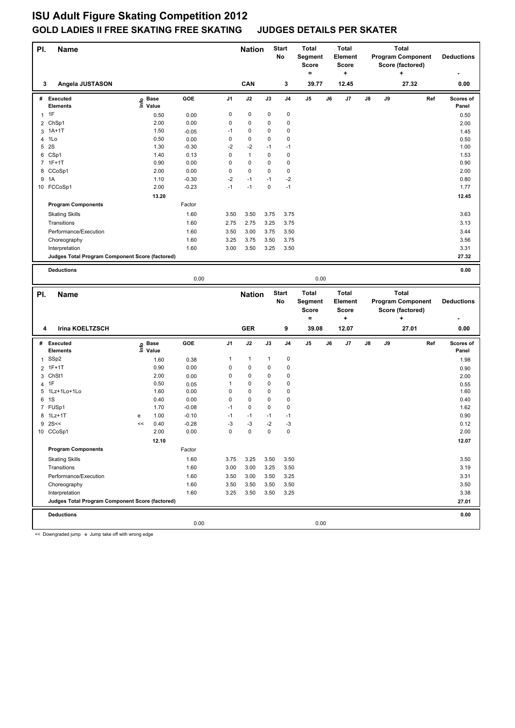# ISU Adult Figure Skating Competition 2012

## GOLD LADIES II FREE SKATING FREE SKATING JUDGES DETAILS PER SKATER

| Pl. | Name | Nation | Start No | Total Segment Score = | Total Element Score + | Total Program Component Score (factored) + | Deductions - |
|---|---|---|---|---|---|---|---|
| 3 | Angela JUSTASON | CAN | 3 | 39.77 | 12.45 | 27.32 | 0.00 |

| # | Executed Elements | Info | Base Value | GOE | J1 | J2 | J3 | J4 | J5 | J6 | J7 | J8 | J9 | Ref | Scores of Panel |
|---|---|---|---|---|---|---|---|---|---|---|---|---|---|---|---|
| 1 | 1F | | 0.50 | 0.00 | 0 | 0 | 0 | 0 | | | | | | | 0.50 |
| 2 | ChSp1 | | 2.00 | 0.00 | 0 | 0 | 0 | 0 | | | | | | | 2.00 |
| 3 | 1A+1T | | 1.50 | -0.05 | -1 | 0 | 0 | 0 | | | | | | | 1.45 |
| 4 | 1Lo | | 0.50 | 0.00 | 0 | 0 | 0 | 0 | | | | | | | 0.50 |
| 5 | 2S | | 1.30 | -0.30 | -2 | -2 | -1 | -1 | | | | | | | 1.00 |
| 6 | CSp1 | | 1.40 | 0.13 | 0 | 1 | 0 | 0 | | | | | | | 1.53 |
| 7 | 1F+1T | | 0.90 | 0.00 | 0 | 0 | 0 | 0 | | | | | | | 0.90 |
| 8 | CCoSp1 | | 2.00 | 0.00 | 0 | 0 | 0 | 0 | | | | | | | 2.00 |
| 9 | 1A | | 1.10 | -0.30 | -2 | -1 | -1 | -2 | | | | | | | 0.80 |
| 10 | FCCoSp1 | | 2.00 | -0.23 | -1 | -1 | 0 | -1 | | | | | | | 1.77 |
| | | | 13.20 | | | | | | | | | | | | 12.45 |
| | **Program Components** | | | Factor | | | | | | | | | | | |
| | Skating Skills | | | 1.60 | 3.50 | 3.50 | 3.75 | 3.75 | | | | | | | 3.63 |
| | Transitions | | | 1.60 | 2.75 | 2.75 | 3.25 | 3.75 | | | | | | | 3.13 |
| | Performance/Execution | | | 1.60 | 3.50 | 3.00 | 3.75 | 3.50 | | | | | | | 3.44 |
| | Choreography | | | 1.60 | 3.25 | 3.75 | 3.50 | 3.75 | | | | | | | 3.56 |
| | Interpretation | | | 1.60 | 3.00 | 3.50 | 3.25 | 3.50 | | | | | | | 3.31 |
| | **Judges Total Program Component Score (factored)** | | | | | | | | | | | | | | 27.32 |
| | **Deductions** | | | | | | | | | | | | | | 0.00 |
| | | | | 0.00 | | | | | 0.00 | | | | | | |

| Pl. | Name | Nation | Start No | Total Segment Score = | Total Element Score + | Total Program Component Score (factored) + | Deductions - |
|---|---|---|---|---|---|---|---|
| 4 | Irina KOELTZSCH | GER | 9 | 39.08 | 12.07 | 27.01 | 0.00 |

| # | Executed Elements | Info | Base Value | GOE | J1 | J2 | J3 | J4 | J5 | J6 | J7 | J8 | J9 | Ref | Scores of Panel |
|---|---|---|---|---|---|---|---|---|---|---|---|---|---|---|---|
| 1 | SSp2 | | 1.60 | 0.38 | 1 | 1 | 1 | 0 | | | | | | | 1.98 |
| 2 | 1F+1T | | 0.90 | 0.00 | 0 | 0 | 0 | 0 | | | | | | | 0.90 |
| 3 | ChSt1 | | 2.00 | 0.00 | 0 | 0 | 0 | 0 | | | | | | | 2.00 |
| 4 | 1F | | 0.50 | 0.05 | 1 | 0 | 0 | 0 | | | | | | | 0.55 |
| 5 | 1Lz+1Lo+1Lo | | 1.60 | 0.00 | 0 | 0 | 0 | 0 | | | | | | | 1.60 |
| 6 | 1S | | 0.40 | 0.00 | 0 | 0 | 0 | 0 | | | | | | | 0.40 |
| 7 | FUSp1 | | 1.70 | -0.08 | -1 | 0 | 0 | 0 | | | | | | | 1.62 |
| 8 | 1Lz+1T | e | 1.00 | -0.10 | -1 | -1 | -1 | -1 | | | | | | | 0.90 |
| 9 | 2S<< | << | 0.40 | -0.28 | -3 | -3 | -2 | -3 | | | | | | | 0.12 |
| 10 | CCoSp1 | | 2.00 | 0.00 | 0 | 0 | 0 | 0 | | | | | | | 2.00 |
| | | | 12.10 | | | | | | | | | | | | 12.07 |
| | **Program Components** | | | Factor | | | | | | | | | | | |
| | Skating Skills | | | 1.60 | 3.75 | 3.25 | 3.50 | 3.50 | | | | | | | 3.50 |
| | Transitions | | | 1.60 | 3.00 | 3.00 | 3.25 | 3.50 | | | | | | | 3.19 |
| | Performance/Execution | | | 1.60 | 3.50 | 3.00 | 3.50 | 3.25 | | | | | | | 3.31 |
| | Choreography | | | 1.60 | 3.50 | 3.50 | 3.50 | 3.50 | | | | | | | 3.50 |
| | Interpretation | | | 1.60 | 3.25 | 3.50 | 3.50 | 3.25 | | | | | | | 3.38 |
| | **Judges Total Program Component Score (factored)** | | | | | | | | | | | | | | 27.01 |
| | **Deductions** | | | | | | | | | | | | | | 0.00 |
| | | | | 0.00 | | | | | 0.00 | | | | | | |

<< Downgraded jump e Jump take off with wrong edge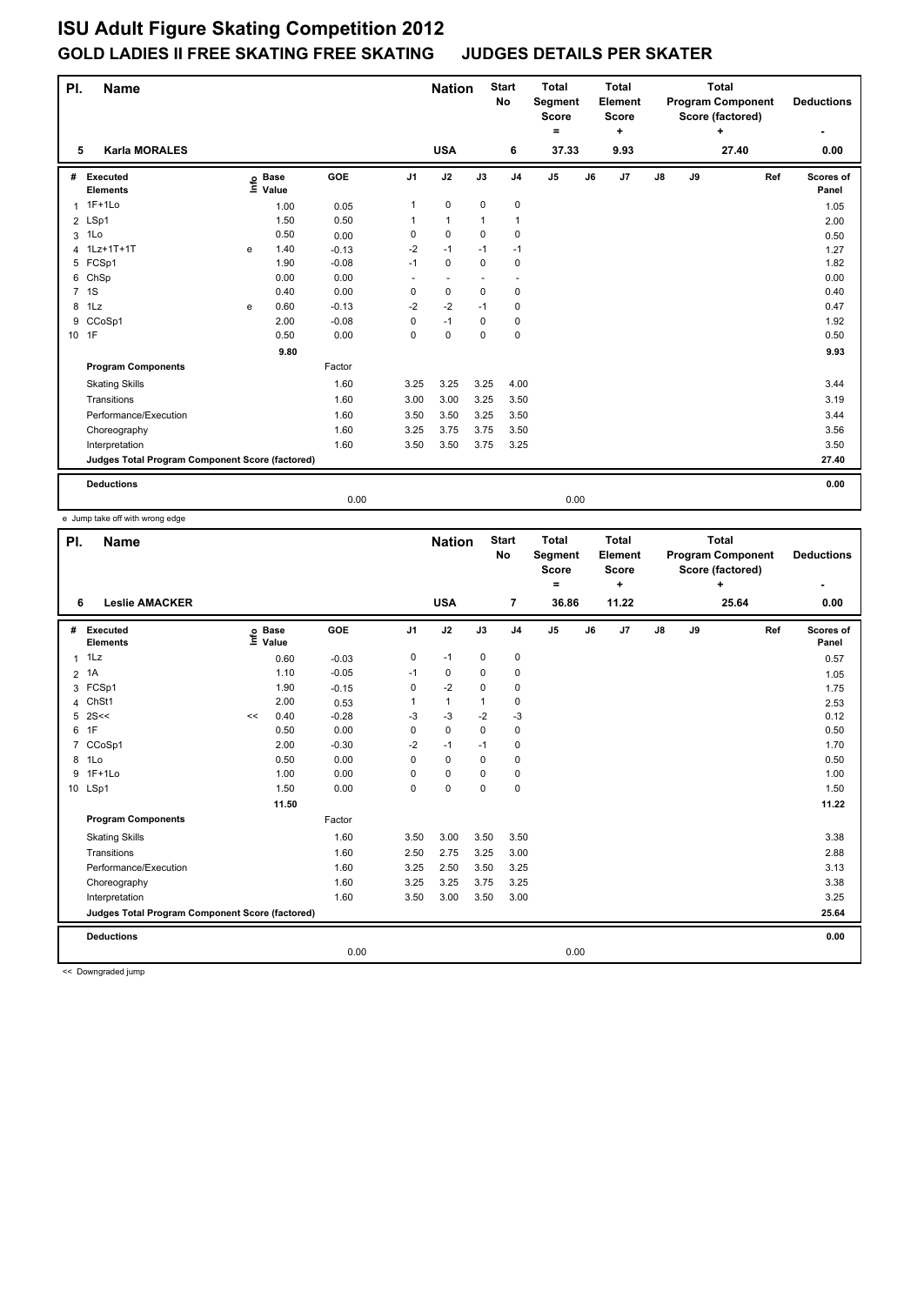# ISU Adult Figure Skating Competition 2012

## GOLD LADIES II FREE SKATING FREE SKATING JUDGES DETAILS PER SKATER

| Pl. | Name | Nation | Start No | Total Segment Score = | Total Element Score + | Total Program Component Score (factored) + | Deductions - |
|---|---|---|---|---|---|---|---|
| 5 | Karla MORALES | USA | 6 | 37.33 | 9.93 | 27.40 | 0.00 |

| # | Executed Elements | Info | Base Value | GOE | J1 | J2 | J3 | J4 | J5 | J6 | J7 | J8 | J9 | Ref | Scores of Panel |
|---|---|---|---|---|---|---|---|---|---|---|---|---|---|---|---|
| 1 | 1F+1Lo | | 1.00 | 0.05 | 1 | 0 | 0 | 0 | | | | | | | 1.05 |
| 2 | LSp1 | | 1.50 | 0.50 | 1 | 1 | 1 | 1 | | | | | | | 2.00 |
| 3 | 1Lo | | 0.50 | 0.00 | 0 | 0 | 0 | 0 | | | | | | | 0.50 |
| 4 | 1Lz+1T+1T | e | 1.40 | -0.13 | -2 | -1 | -1 | -1 | | | | | | | 1.27 |
| 5 | FCSp1 | | 1.90 | -0.08 | -1 | 0 | 0 | 0 | | | | | | | 1.82 |
| 6 | ChSp | | 0.00 | 0.00 | - | - | - | - | | | | | | | 0.00 |
| 7 | 1S | | 0.40 | 0.00 | 0 | 0 | 0 | 0 | | | | | | | 0.40 |
| 8 | 1Lz | e | 0.60 | -0.13 | -2 | -2 | -1 | 0 | | | | | | | 0.47 |
| 9 | CCoSp1 | | 2.00 | -0.08 | 0 | -1 | 0 | 0 | | | | | | | 1.92 |
| 10 | 1F | | 0.50 | 0.00 | 0 | 0 | 0 | 0 | | | | | | | 0.50 |
| | | | 9.80 | | | | | | | | | | | | 9.93 |
| | **Program Components** | | | Factor | | | | | | | | | | | |
| | Skating Skills | | | 1.60 | 3.25 | 3.25 | 3.25 | 4.00 | | | | | | | 3.44 |
| | Transitions | | | 1.60 | 3.00 | 3.00 | 3.25 | 3.50 | | | | | | | 3.19 |
| | Performance/Execution | | | 1.60 | 3.50 | 3.50 | 3.25 | 3.50 | | | | | | | 3.44 |
| | Choreography | | | 1.60 | 3.25 | 3.75 | 3.75 | 3.50 | | | | | | | 3.56 |
| | Interpretation | | | 1.60 | 3.50 | 3.50 | 3.75 | 3.25 | | | | | | | 3.50 |
| | **Judges Total Program Component Score (factored)** | | | | | | | | | | | | | | 27.40 |
| | **Deductions** | | | | | | | | | | | | | | 0.00 |
| | | | | 0.00 | | | | | 0.00 | | | | | | |

e Jump take off with wrong edge

| Pl. | Name | Nation | Start No | Total Segment Score = | Total Element Score + | Total Program Component Score (factored) + | Deductions - |
|---|---|---|---|---|---|---|---|
| 6 | Leslie AMACKER | USA | 7 | 36.86 | 11.22 | 25.64 | 0.00 |

| # | Executed Elements | Info | Base Value | GOE | J1 | J2 | J3 | J4 | J5 | J6 | J7 | J8 | J9 | Ref | Scores of Panel |
|---|---|---|---|---|---|---|---|---|---|---|---|---|---|---|---|
| 1 | 1Lz | | 0.60 | -0.03 | 0 | -1 | 0 | 0 | | | | | | | 0.57 |
| 2 | 1A | | 1.10 | -0.05 | -1 | 0 | 0 | 0 | | | | | | | 1.05 |
| 3 | FCSp1 | | 1.90 | -0.15 | 0 | -2 | 0 | 0 | | | | | | | 1.75 |
| 4 | ChSt1 | | 2.00 | 0.53 | 1 | 1 | 1 | 0 | | | | | | | 2.53 |
| 5 | 2S<< | << | 0.40 | -0.28 | -3 | -3 | -2 | -3 | | | | | | | 0.12 |
| 6 | 1F | | 0.50 | 0.00 | 0 | 0 | 0 | 0 | | | | | | | 0.50 |
| 7 | CCoSp1 | | 2.00 | -0.30 | -2 | -1 | -1 | 0 | | | | | | | 1.70 |
| 8 | 1Lo | | 0.50 | 0.00 | 0 | 0 | 0 | 0 | | | | | | | 0.50 |
| 9 | 1F+1Lo | | 1.00 | 0.00 | 0 | 0 | 0 | 0 | | | | | | | 1.00 |
| 10 | LSp1 | | 1.50 | 0.00 | 0 | 0 | 0 | 0 | | | | | | | 1.50 |
| | | | 11.50 | | | | | | | | | | | | 11.22 |
| | **Program Components** | | | Factor | | | | | | | | | | | |
| | Skating Skills | | | 1.60 | 3.50 | 3.00 | 3.50 | 3.50 | | | | | | | 3.38 |
| | Transitions | | | 1.60 | 2.50 | 2.75 | 3.25 | 3.00 | | | | | | | 2.88 |
| | Performance/Execution | | | 1.60 | 3.25 | 2.50 | 3.50 | 3.25 | | | | | | | 3.13 |
| | Choreography | | | 1.60 | 3.25 | 3.25 | 3.75 | 3.25 | | | | | | | 3.38 |
| | Interpretation | | | 1.60 | 3.50 | 3.00 | 3.50 | 3.00 | | | | | | | 3.25 |
| | **Judges Total Program Component Score (factored)** | | | | | | | | | | | | | | 25.64 |
| | **Deductions** | | | | | | | | | | | | | | 0.00 |
| | | | | 0.00 | | | | | 0.00 | | | | | | |

<< Downgraded jump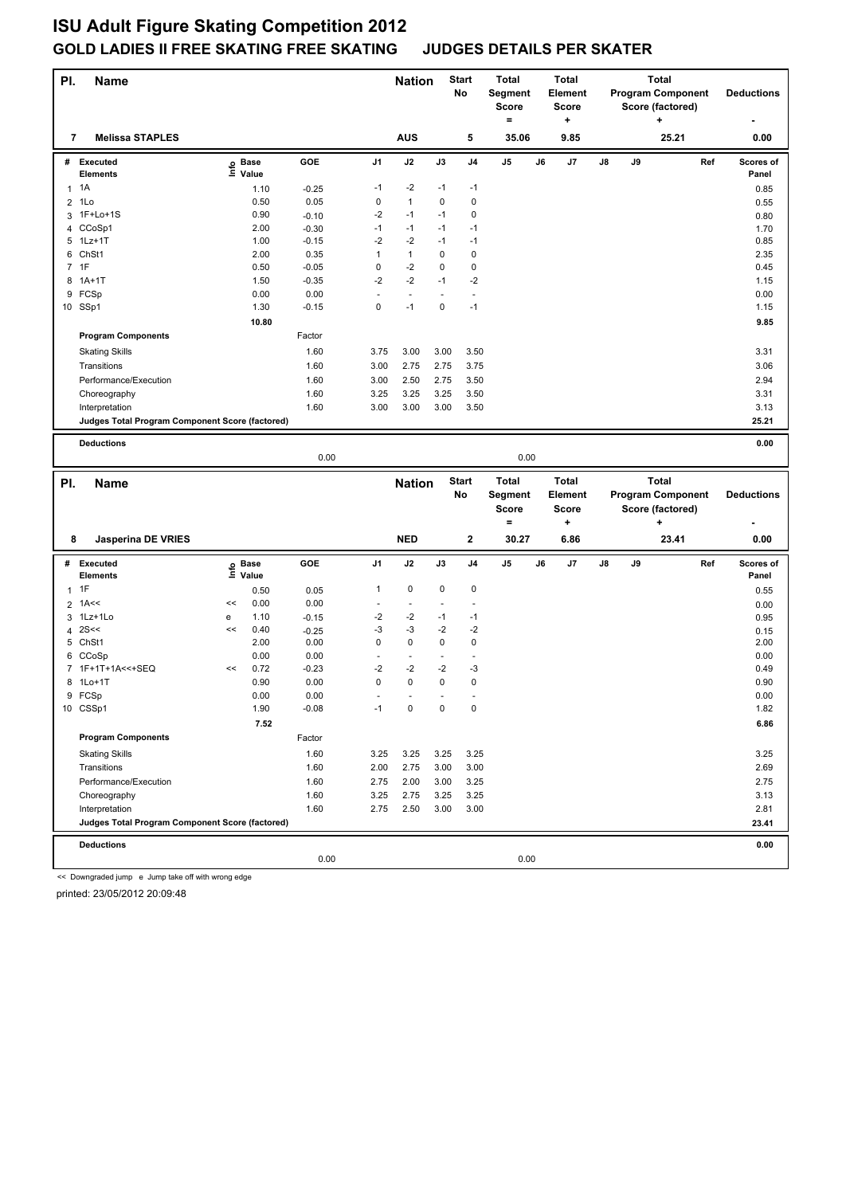# ISU Adult Figure Skating Competition 2012

## GOLD LADIES II FREE SKATING FREE SKATING JUDGES DETAILS PER SKATER

| Pl. | Name | Nation | Start No | Total Segment Score = | Total Element Score + | Total Program Component Score (factored) + | Deductions - |
|---|---|---|---|---|---|---|---|
| 7 | Melissa STAPLES | AUS | 5 | 35.06 | 9.85 | 25.21 | 0.00 |

| # | Executed Elements | Info | Base Value | GOE | J1 | J2 | J3 | J4 | J5 | J6 | J7 | J8 | J9 | Ref | Scores of Panel |
|---|---|---|---|---|---|---|---|---|---|---|---|---|---|---|---|
| 1 | 1A | | 1.10 | -0.25 | -1 | -2 | -1 | -1 | | | | | | | 0.85 |
| 2 | 1Lo | | 0.50 | 0.05 | 0 | 1 | 0 | 0 | | | | | | | 0.55 |
| 3 | 1F+Lo+1S | | 0.90 | -0.10 | -2 | -1 | -1 | 0 | | | | | | | 0.80 |
| 4 | CCoSp1 | | 2.00 | -0.30 | -1 | -1 | -1 | -1 | | | | | | | 1.70 |
| 5 | 1Lz+1T | | 1.00 | -0.15 | -2 | -2 | -1 | -1 | | | | | | | 0.85 |
| 6 | ChSt1 | | 2.00 | 0.35 | 1 | 1 | 0 | 0 | | | | | | | 2.35 |
| 7 | 1F | | 0.50 | -0.05 | 0 | -2 | 0 | 0 | | | | | | | 0.45 |
| 8 | 1A+1T | | 1.50 | -0.35 | -2 | -2 | -1 | -2 | | | | | | | 1.15 |
| 9 | FCSp | | 0.00 | 0.00 | - | - | - | - | | | | | | | 0.00 |
| 10 | SSp1 | | 1.30 | -0.15 | 0 | -1 | 0 | -1 | | | | | | | 1.15 |
| | | | 10.80 | | | | | | | | | | | | 9.85 |

| Program Components | Factor | J1 | J2 | J3 | J4 | J5 | J6 | J7 | J8 | J9 | Scores of Panel |
|---|---|---|---|---|---|---|---|---|---|---|---|
| Skating Skills | 1.60 | 3.75 | 3.00 | 3.00 | 3.50 | | | | | | 3.31 |
| Transitions | 1.60 | 3.00 | 2.75 | 2.75 | 3.75 | | | | | | 3.06 |
| Performance/Execution | 1.60 | 3.00 | 2.50 | 2.75 | 3.50 | | | | | | 2.94 |
| Choreography | 1.60 | 3.25 | 3.25 | 3.25 | 3.50 | | | | | | 3.31 |
| Interpretation | 1.60 | 3.00 | 3.00 | 3.00 | 3.50 | | | | | | 3.13 |
| Judges Total Program Component Score (factored) | | | | | | | | | | | 25.21 |

| Deductions | | | |
|---|---|---|---|
| | 0.00 | 0.00 | 0.00 |

| Pl. | Name | Nation | Start No | Total Segment Score = | Total Element Score + | Total Program Component Score (factored) + | Deductions - |
|---|---|---|---|---|---|---|---|
| 8 | Jasperina DE VRIES | NED | 2 | 30.27 | 6.86 | 23.41 | 0.00 |

| # | Executed Elements | Info | Base Value | GOE | J1 | J2 | J3 | J4 | J5 | J6 | J7 | J8 | J9 | Ref | Scores of Panel |
|---|---|---|---|---|---|---|---|---|---|---|---|---|---|---|---|
| 1 | 1F | | 0.50 | 0.05 | 1 | 0 | 0 | 0 | | | | | | | 0.55 |
| 2 | 1A<< | << | 0.00 | 0.00 | - | - | - | - | | | | | | | 0.00 |
| 3 | 1Lz+1Lo | e | 1.10 | -0.15 | -2 | -2 | -1 | -1 | | | | | | | 0.95 |
| 4 | 2S<< | << | 0.40 | -0.25 | -3 | -3 | -2 | -2 | | | | | | | 0.15 |
| 5 | ChSt1 | | 2.00 | 0.00 | 0 | 0 | 0 | 0 | | | | | | | 2.00 |
| 6 | CCoSp | | 0.00 | 0.00 | - | - | - | - | | | | | | | 0.00 |
| 7 | 1F+1T+1A<<+SEQ | << | 0.72 | -0.23 | -2 | -2 | -2 | -3 | | | | | | | 0.49 |
| 8 | 1Lo+1T | | 0.90 | 0.00 | 0 | 0 | 0 | 0 | | | | | | | 0.90 |
| 9 | FCSp | | 0.00 | 0.00 | - | - | - | - | | | | | | | 0.00 |
| 10 | CSSp1 | | 1.90 | -0.08 | -1 | 0 | 0 | 0 | | | | | | | 1.82 |
| | | | 7.52 | | | | | | | | | | | | 6.86 |

| Program Components | Factor | J1 | J2 | J3 | J4 | J5 | J6 | J7 | J8 | J9 | Scores of Panel |
|---|---|---|---|---|---|---|---|---|---|---|---|
| Skating Skills | 1.60 | 3.25 | 3.25 | 3.25 | 3.25 | | | | | | 3.25 |
| Transitions | 1.60 | 2.00 | 2.75 | 3.00 | 3.00 | | | | | | 2.69 |
| Performance/Execution | 1.60 | 2.75 | 2.00 | 3.00 | 3.25 | | | | | | 2.75 |
| Choreography | 1.60 | 3.25 | 2.75 | 3.25 | 3.25 | | | | | | 3.13 |
| Interpretation | 1.60 | 2.75 | 2.50 | 3.00 | 3.00 | | | | | | 2.81 |
| Judges Total Program Component Score (factored) | | | | | | | | | | | 23.41 |

| Deductions | | | |
|---|---|---|---|
| | 0.00 | 0.00 | 0.00 |

<< Downgraded jump e Jump take off with wrong edge

printed: 23/05/2012 20:09:48